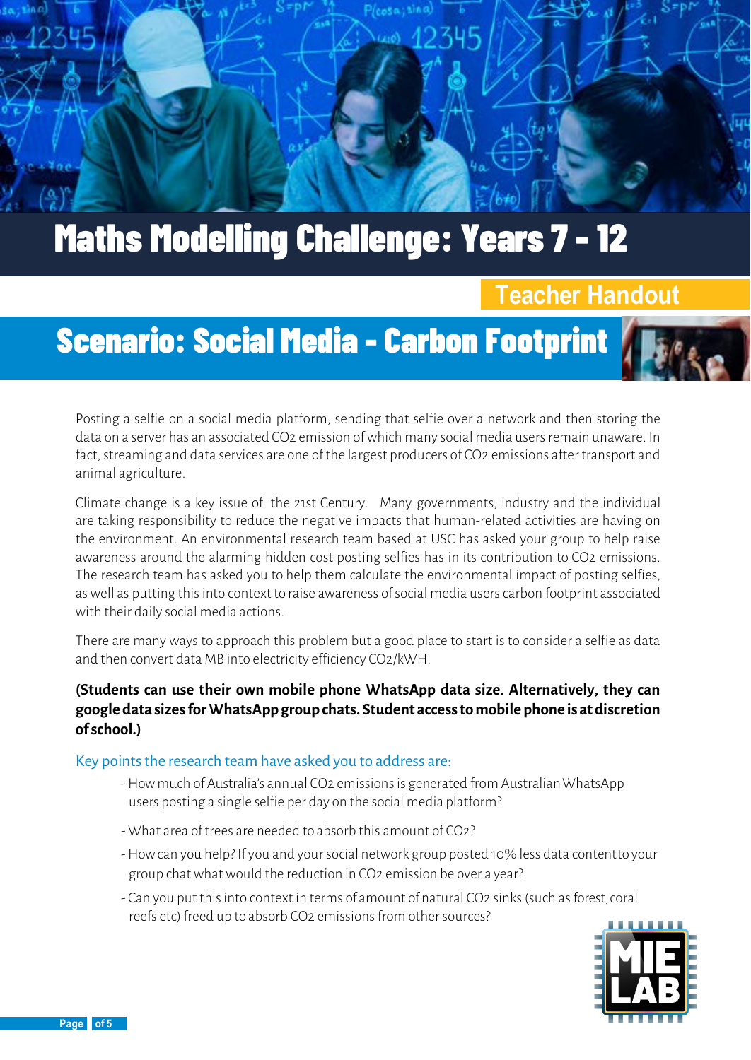# Maths Modelling Challenge: Years 7 - 12

**Teacher Handout**

## Scenario: Social Media - Carbon Footprint

Posting a selfie on a social media platform, sending that selfie over a network and then storing the data on a server has an associated $CO_2$ emission of which many social media users remain unaware. In fact, streaming and data services are one of the largest producers of $CO_2$ emissions after transport and animal agriculture.

Climate change is a key issue of the 21st Century. Many governments, industry and the individual are taking responsibility to reduce the negative impacts that human-related activities are having on the environment. An environmental research team based at USC has asked your group to help raise awareness around the alarming hidden cost posting selfies has in its contribution to $CO_2$ emissions. The research team has asked you to help them calculate the environmental impact of posting selfies, as well as putting this into context to raise awareness of social media users carbon footprint associated with their daily social media actions.

There are many ways to approach this problem but a good place to start is to consider a selfie as data and then convert data MB into electricity efficiency $CO_2$/kWH.

**(Students can use their own mobile phone WhatsApp data size. Alternatively, they can google data sizes for WhatsApp group chats. Student access to mobile phone is at discretion of school.)**

### Key points the research team have asked you to address are:

- How much of Australia's annual $CO_2$ emissions is generated from Australian WhatsApp users posting a single selfie per day on the social media platform?
- What area of trees are needed to absorb this amount of $CO_2$?
- How can you help? If you and your social network group posted 10% less data content to your group chat what would the reduction in $CO_2$ emission be over a year?
- Can you put this into context in terms of amount of natural $CO_2$ sinks (such as forest, coral reefs etc) freed up to absorb $CO_2$ emissions from other sources?

MIE LAB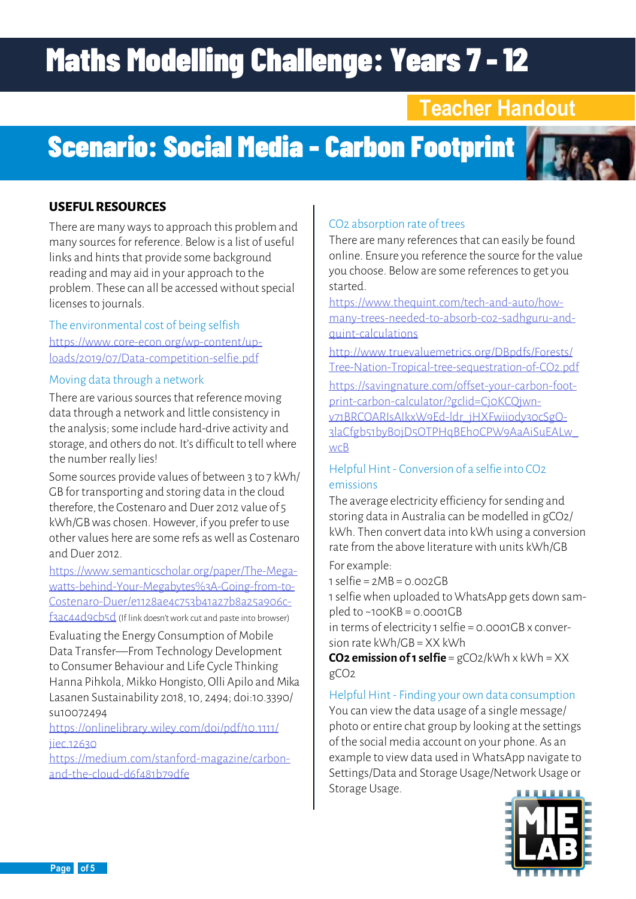# Maths Modelling Challenge: Years 7 - 12

## Teacher Handout

# Scenario: Social Media - Carbon Footprint

### USEFUL RESOURCES

There are many ways to approach this problem and many sources for reference. Below is a list of useful links and hints that provide some background reading and may aid in your approach to the problem. These can all be accessed without special licenses to journals.

#### The environmental cost of being selfish

https://www.core-econ.org/wp-content/uploads/2019/07/Data-competition-selfie.pdf

#### Moving data through a network

There are various sources that reference moving data through a network and little consistency in the analysis; some include hard-drive activity and storage, and others do not. It's difficult to tell where the number really lies!

Some sources provide values of between 3 to 7 kWh/GB for transporting and storing data in the cloud therefore, the Costenaro and Duer 2012 value of 5 kWh/GB was chosen. However, if you prefer to use other values here are some refs as well as Costenaro and Duer 2012.

https://www.semanticscholar.org/paper/The-Mega-watts-behind-Your-Megabytes%3A-Going-from-to-Costenaro-Duer/e1128ae4c753b41a27b8a25a906c-f3ac44d9cb5d (If link doesn't work cut and paste into browser)

Evaluating the Energy Consumption of Mobile Data Transfer—From Technology Development to Consumer Behaviour and Life Cycle Thinking Hanna Pihkola, Mikko Hongisto, Olli Apilo and Mika Lasanen Sustainability 2018, 10, 2494; doi:10.3390/su10072494

https://onlinelibrary.wiley.com/doi/pdf/10.1111/jiec.12630

https://medium.com/stanford-magazine/carbon-and-the-cloud-d6f481b79dfe

#### $CO_2$ absorption rate of trees

There are many references that can easily be found online. Ensure you reference the source for the value you choose. Below are some references to get you started.

https://www.thequint.com/tech-and-auto/how-many-trees-needed-to-absorb-co2-sadhguru-and-quint-calculations

http://www.truevaluemetrics.org/DBpdfs/Forests/Tree-Nation-Tropical-tree-sequestration-of-CO2.pdf

https://savingnature.com/offset-your-carbon-footprint-carbon-calculator/?gclid=Cj0KCQjwn-v71BRCOARIsAIkxW9Ed-ldr_jHXFwiiody30cSgO-3laCfgb51byB0jD5OTPHqBEh0CPW9AaAiSuEALw_wcB

#### Helpful Hint - Conversion of a selfie into $CO_2$ emissions

The average electricity efficiency for sending and storing data in Australia can be modelled in $gCO_2$/kWh. Then convert data into kWh using a conversion rate from the above literature with units kWh/GB

For example:

1 selfie = 2MB = 0.002GB

1 selfie when uploaded to WhatsApp gets down sampled to ~100KB = 0.0001GB

in terms of electricity 1 selfie = 0.0001GB x conversion rate kWh/GB = XX kWh

**$CO_2$ emission of 1 selfie** = $gCO_2$/kWh x kWh = XX $gCO_2$

#### Helpful Hint - Finding your own data consumption

You can view the data usage of a single message/photo or entire chat group by looking at the settings of the social media account on your phone. As an example to view data used in WhatsApp navigate to Settings/Data and Storage Usage/Network Usage or Storage Usage.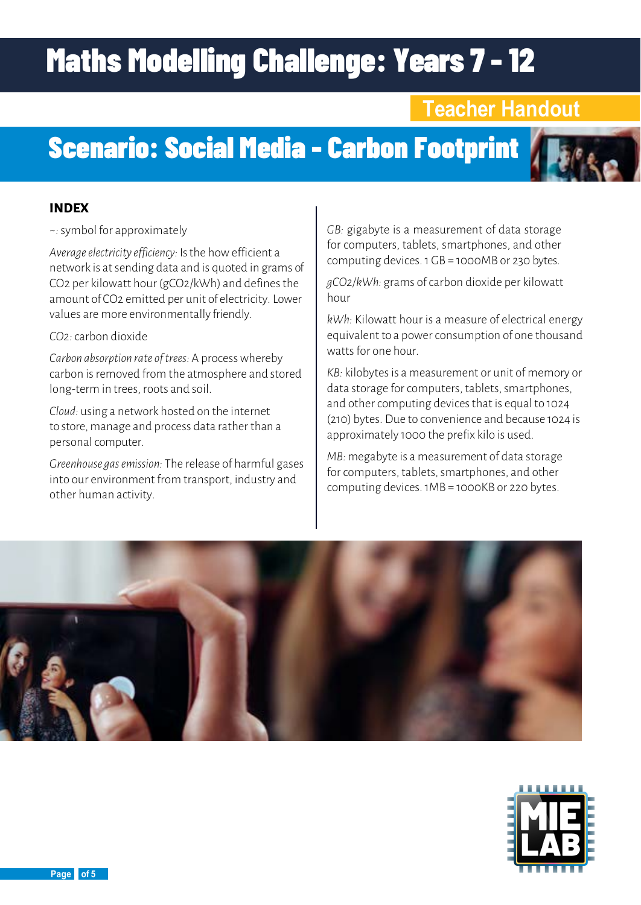# Maths Modelling Challenge: Years 7 - 12

## Teacher Handout

## Scenario: Social Media - Carbon Footprint

### INDEX

~: symbol for approximately

*Average electricity efficiency:* Is the how efficient a network is at sending data and is quoted in grams of $CO_2$ per kilowatt hour ($gCO_2/kWh$) and defines the amount of $CO_2$ emitted per unit of electricity. Lower values are more environmentally friendly.

$CO_2$: carbon dioxide

*Carbon absorption rate of trees:* A process whereby carbon is removed from the atmosphere and stored long-term in trees, roots and soil.

*Cloud:* using a network hosted on the internet to store, manage and process data rather than a personal computer.

*Greenhouse gas emission:* The release of harmful gases into our environment from transport, industry and other human activity.

*GB:* gigabyte is a measurement of data storage for computers, tablets, smartphones, and other computing devices. 1 GB = 1000MB or $2^{30}$ bytes.

*$gCO_2/kWh$:* grams of carbon dioxide per kilowatt hour

*kWh:* Kilowatt hour is a measure of electrical energy equivalent to a power consumption of one thousand watts for one hour.

*KB:* kilobytes is a measurement or unit of memory or data storage for computers, tablets, smartphones, and other computing devices that is equal to 1024 ($2^{10}$) bytes. Due to convenience and because 1024 is approximately 1000 the prefix kilo is used.

*MB:* megabyte is a measurement of data storage for computers, tablets, smartphones, and other computing devices. 1MB = 1000KB or $2^{20}$ bytes.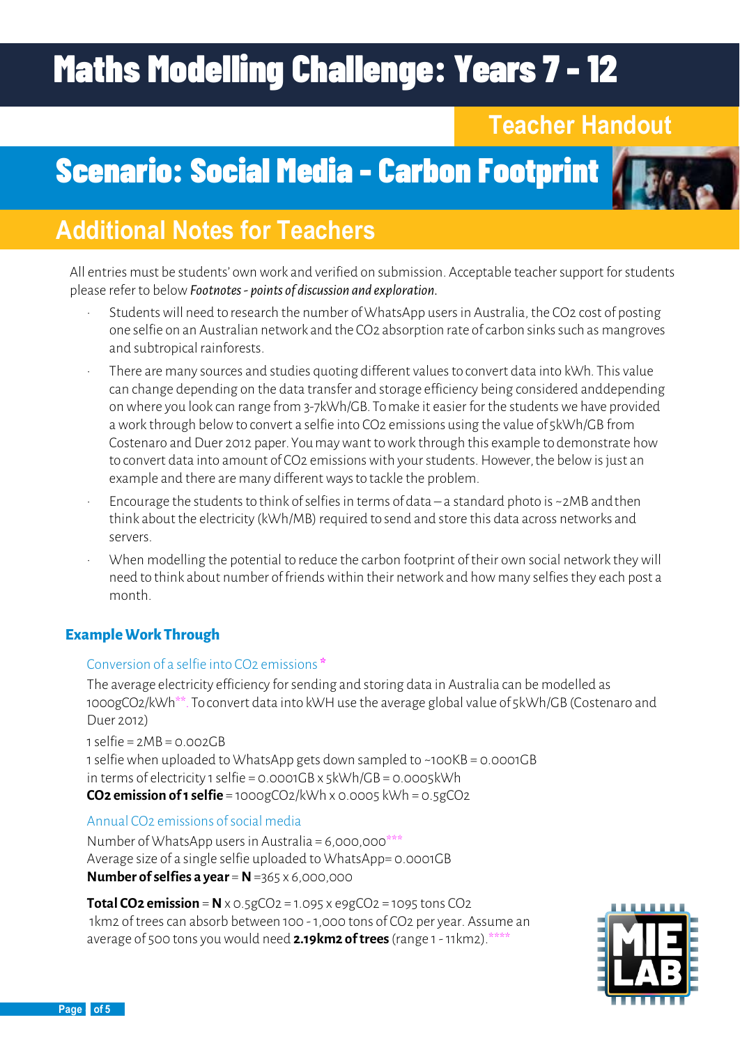# Maths Modelling Challenge: Years 7 - 12

## Teacher Handout

# Scenario: Social Media - Carbon Footprint

## Additional Notes for Teachers

All entries must be students' own work and verified on submission. Acceptable teacher support for students please refer to below *Footnotes - points of discussion and exploration*.

- Students will need to research the number of WhatsApp users in Australia, the $CO_2$ cost of posting one selfie on an Australian network and the $CO_2$ absorption rate of carbon sinks such as mangroves and subtropical rainforests.
- There are many sources and studies quoting different values to convert data into kWh. This value can change depending on the data transfer and storage efficiency being considered anddepending on where you look can range from 3-7kWh/GB. To make it easier for the students we have provided a work through below to convert a selfie into $CO_2$ emissions using the value of 5kWh/GB from Costenaro and Duer 2012 paper. You may want to work through this example to demonstrate how to convert data into amount of $CO_2$ emissions with your students. However, the below is just an example and there are many different ways to tackle the problem.
- Encourage the students to think of selfies in terms of data – a standard photo is ~2MB and then think about the electricity (kWh/MB) required to send and store this data across networks and servers.
- When modelling the potential to reduce the carbon footprint of their own social network they will need to think about number of friends within their network and how many selfies they each post a month.

### Example Work Through

Conversion of a selfie into $CO_2$ emissions *

The average electricity efficiency for sending and storing data in Australia can be modelled as 1000g$CO_2$/kWh**. To convert data into kWH use the average global value of 5kWh/GB (Costenaro and Duer 2012)

1 selfie = 2MB = 0.002GB
1 selfie when uploaded to WhatsApp gets down sampled to ~100KB = 0.0001GB
in terms of electricity 1 selfie = 0.0001GB x 5kWh/GB = 0.0005kWh
**$CO_2$ emission of 1 selfie** = 1000g$CO_2$/kWh x 0.0005 kWh = 0.5g$CO_2$

Annual $CO_2$ emissions of social media

Number of WhatsApp users in Australia = 6,000,000***
Average size of a single selfie uploaded to WhatsApp= 0.0001GB
**Number of selfies a year** = **N** =365 x 6,000,000

**Total $CO_2$ emission** = **N** x 0.5g$CO_2$ = 1.095 x e9g$CO_2$ = 1095 tons $CO_2$
1km2 of trees can absorb between 100 - 1,000 tons of $CO_2$ per year. Assume an average of 500 tons you would need **2.19km2 of trees** (range 1 - 11km2).****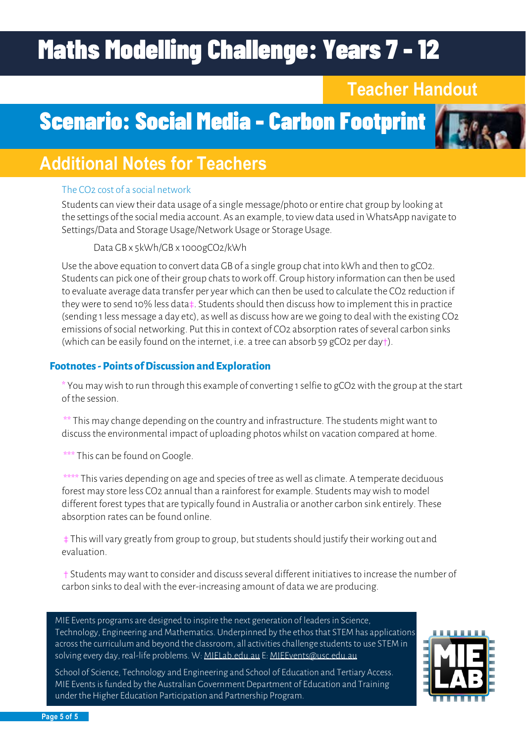# Maths Modelling Challenge: Years 7 - 12

## Teacher Handout

# Scenario: Social Media - Carbon Footprint

## Additional Notes for Teachers

### The $CO_2$ cost of a social network

Students can view their data usage of a single message/photo or entire chat group by looking at the settings of the social media account. As an example, to view data used in WhatsApp navigate to Settings/Data and Storage Usage/Network Usage or Storage Usage.

Data GB x 5kWh/GB x 1000g$CO_2$/kWh

Use the above equation to convert data GB of a single group chat into kWh and then to g$CO_2$. Students can pick one of their group chats to work off. Group history information can then be used to evaluate average data transfer per year which can then be used to calculate the $CO_2$ reduction if they were to send 10% less data‡. Students should then discuss how to implement this in practice (sending 1 less message a day etc), as well as discuss how are we going to deal with the existing $CO_2$ emissions of social networking. Put this in context of $CO_2$ absorption rates of several carbon sinks (which can be easily found on the internet, i.e. a tree can absorb 59 g$CO_2$ per day†).

### Footnotes - Points of Discussion and Exploration

\* You may wish to run through this example of converting 1 selfie to g$CO_2$ with the group at the start of the session.

** This may change depending on the country and infrastructure. The students might want to discuss the environmental impact of uploading photos whilst on vacation compared at home.

*** This can be found on Google.

**** This varies depending on age and species of tree as well as climate. A temperate deciduous forest may store less $CO_2$ annual than a rainforest for example. Students may wish to model different forest types that are typically found in Australia or another carbon sink entirely. These absorption rates can be found online.

‡ This will vary greatly from group to group, but students should justify their working out and evaluation.

† Students may want to consider and discuss several different initiatives to increase the number of carbon sinks to deal with the ever-increasing amount of data we are producing.

MIE Events programs are designed to inspire the next generation of leaders in Science, Technology, Engineering and Mathematics. Underpinned by the ethos that STEM has applications across the curriculum and beyond the classroom, all activities challenge students to use STEM in solving every day, real-life problems. W: MIELab.edu.au E: MIEEvents@usc.edu.au

School of Science, Technology and Engineering and School of Education and Tertiary Access. MIE Events is funded by the Australian Government Department of Education and Training under the Higher Education Participation and Partnership Program.

MIE LAB